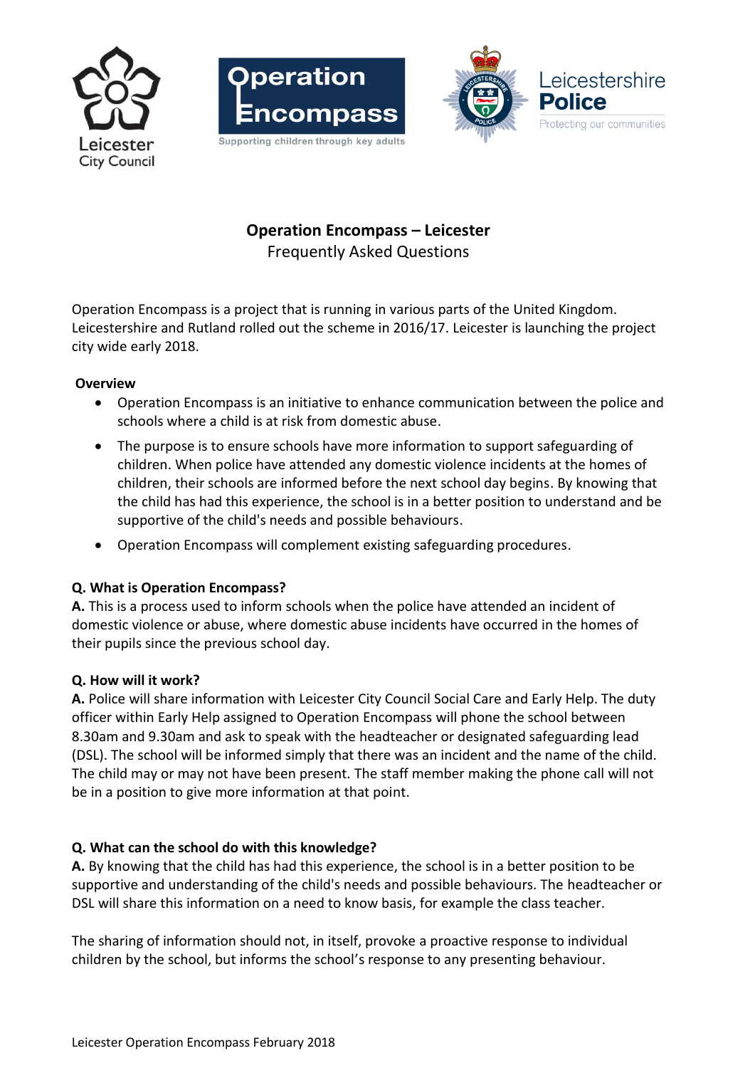# Operation Encompass – Leicester

Frequently Asked Questions

Operation Encompass is a project that is running in various parts of the United Kingdom. Leicestershire and Rutland rolled out the scheme in 2016/17. Leicester is launching the project city wide early 2018.

**Overview**

- Operation Encompass is an initiative to enhance communication between the police and schools where a child is at risk from domestic abuse.
- The purpose is to ensure schools have more information to support safeguarding of children. When police have attended any domestic violence incidents at the homes of children, their schools are informed before the next school day begins. By knowing that the child has had this experience, the school is in a better position to understand and be supportive of the child's needs and possible behaviours.
- Operation Encompass will complement existing safeguarding procedures.

**Q. What is Operation Encompass?**
**A.** This is a process used to inform schools when the police have attended an incident of domestic violence or abuse, where domestic abuse incidents have occurred in the homes of their pupils since the previous school day.

**Q. How will it work?**
**A.** Police will share information with Leicester City Council Social Care and Early Help. The duty officer within Early Help assigned to Operation Encompass will phone the school between 8.30am and 9.30am and ask to speak with the headteacher or designated safeguarding lead (DSL). The school will be informed simply that there was an incident and the name of the child. The child may or may not have been present. The staff member making the phone call will not be in a position to give more information at that point.

**Q. What can the school do with this knowledge?**
**A.** By knowing that the child has had this experience, the school is in a better position to be supportive and understanding of the child's needs and possible behaviours. The headteacher or DSL will share this information on a need to know basis, for example the class teacher.

The sharing of information should not, in itself, provoke a proactive response to individual children by the school, but informs the school's response to any presenting behaviour.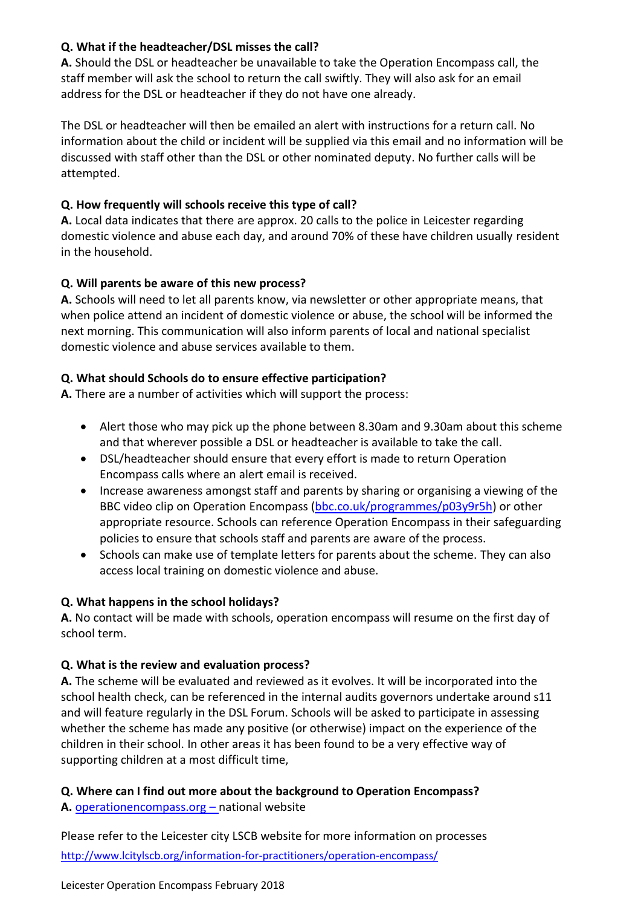**Q. What if the headteacher/DSL misses the call?**
**A.** Should the DSL or headteacher be unavailable to take the Operation Encompass call, the staff member will ask the school to return the call swiftly. They will also ask for an email address for the DSL or headteacher if they do not have one already.

The DSL or headteacher will then be emailed an alert with instructions for a return call. No information about the child or incident will be supplied via this email and no information will be discussed with staff other than the DSL or other nominated deputy. No further calls will be attempted.

**Q. How frequently will schools receive this type of call?**
**A.** Local data indicates that there are approx. 20 calls to the police in Leicester regarding domestic violence and abuse each day, and around 70% of these have children usually resident in the household.

**Q. Will parents be aware of this new process?**
**A.** Schools will need to let all parents know, via newsletter or other appropriate means, that when police attend an incident of domestic violence or abuse, the school will be informed the next morning. This communication will also inform parents of local and national specialist domestic violence and abuse services available to them.

**Q. What should Schools do to ensure effective participation?**
**A.** There are a number of activities which will support the process:

- Alert those who may pick up the phone between 8.30am and 9.30am about this scheme and that wherever possible a DSL or headteacher is available to take the call.
- DSL/headteacher should ensure that every effort is made to return Operation Encompass calls where an alert email is received.
- Increase awareness amongst staff and parents by sharing or organising a viewing of the BBC video clip on Operation Encompass ([bbc.co.uk/programmes/p03y9r5h](bbc.co.uk/programmes/p03y9r5h)) or other appropriate resource. Schools can reference Operation Encompass in their safeguarding policies to ensure that schools staff and parents are aware of the process.
- Schools can make use of template letters for parents about the scheme. They can also access local training on domestic violence and abuse.

**Q. What happens in the school holidays?**
**A.** No contact will be made with schools, operation encompass will resume on the first day of school term.

**Q. What is the review and evaluation process?**
**A.** The scheme will be evaluated and reviewed as it evolves. It will be incorporated into the school health check, can be referenced in the internal audits governors undertake around s11 and will feature regularly in the DSL Forum. Schools will be asked to participate in assessing whether the scheme has made any positive (or otherwise) impact on the experience of the children in their school. In other areas it has been found to be a very effective way of supporting children at a most difficult time,

**Q. Where can I find out more about the background to Operation Encompass?**
**A.** [operationencompass.org –](operationencompass.org) national website

Please refer to the Leicester city LSCB website for more information on processes
[http://www.lcitylscb.org/information-for-practitioners/operation-encompass/](http://www.lcitylscb.org/information-for-practitioners/operation-encompass/)

Leicester Operation Encompass February 2018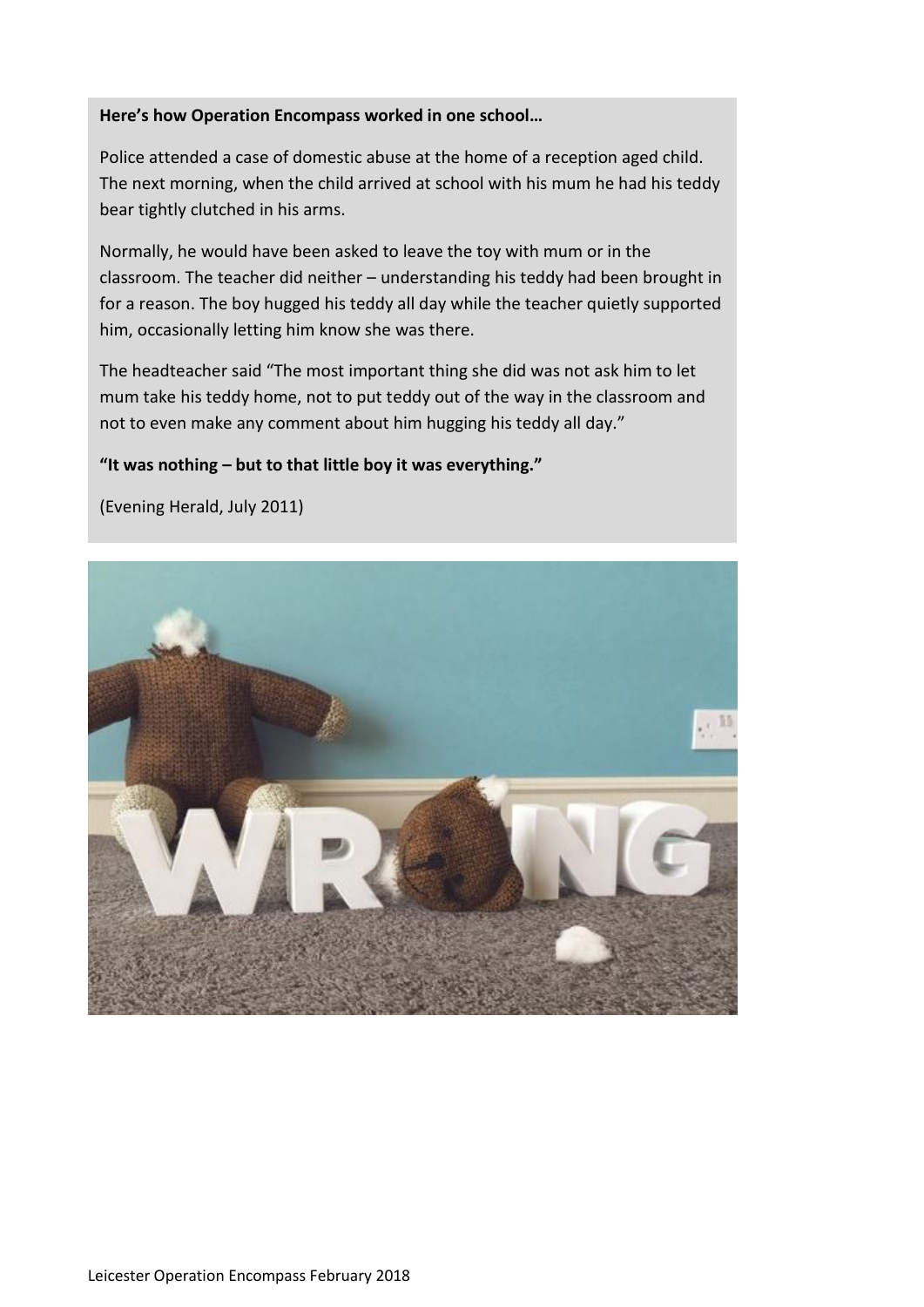**Here's how Operation Encompass worked in one school…**

Police attended a case of domestic abuse at the home of a reception aged child. The next morning, when the child arrived at school with his mum he had his teddy bear tightly clutched in his arms.

Normally, he would have been asked to leave the toy with mum or in the classroom. The teacher did neither – understanding his teddy had been brought in for a reason. The boy hugged his teddy all day while the teacher quietly supported him, occasionally letting him know she was there.

The headteacher said "The most important thing she did was not ask him to let mum take his teddy home, not to put teddy out of the way in the classroom and not to even make any comment about him hugging his teddy all day."

**"It was nothing – but to that little boy it was everything."**

(Evening Herald, July 2011)